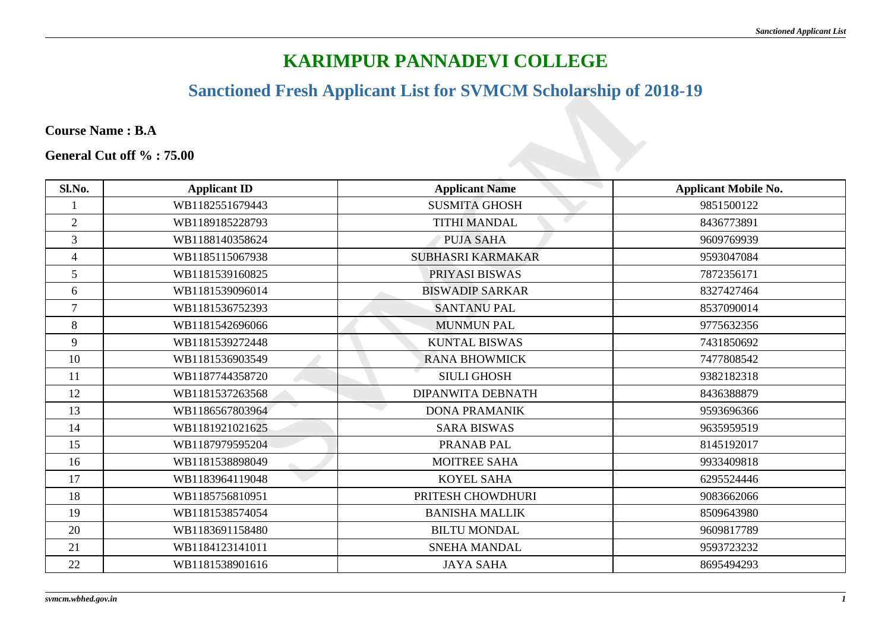# KARIMPUR PANNADEVI COLLEGE

## Sanctioned Fresh Applicant List for SVMCM Scholarship of 2018-19

**Course Name : B.A**

**General Cut off % : 75.00**

| Sl.No. | Applicant ID | Applicant Name | Applicant Mobile No. |
|---|---|---|---|
| 1 | WB1182551679443 | SUSMITA GHOSH | 9851500122 |
| 2 | WB1189185228793 | TITHI MANDAL | 8436773891 |
| 3 | WB1188140358624 | PUJA SAHA | 9609769939 |
| 4 | WB1185115067938 | SUBHASRI KARMAKAR | 9593047084 |
| 5 | WB1181539160825 | PRIYASI BISWAS | 7872356171 |
| 6 | WB1181539096014 | BISWADIP SARKAR | 8327427464 |
| 7 | WB1181536752393 | SANTANU PAL | 8537090014 |
| 8 | WB1181542696066 | MUNMUN PAL | 9775632356 |
| 9 | WB1181539272448 | KUNTAL BISWAS | 7431850692 |
| 10 | WB1181536903549 | RANA BHOWMICK | 7477808542 |
| 11 | WB1187744358720 | SIULI GHOSH | 9382182318 |
| 12 | WB1181537263568 | DIPANWITA DEBNATH | 8436388879 |
| 13 | WB1186567803964 | DONA PRAMANIK | 9593696366 |
| 14 | WB1181921021625 | SARA BISWAS | 9635959519 |
| 15 | WB1187979595204 | PRANAB PAL | 8145192017 |
| 16 | WB1181538898049 | MOITREE SAHA | 9933409818 |
| 17 | WB1183964119048 | KOYEL SAHA | 6295524446 |
| 18 | WB1185756810951 | PRITESH CHOWDHURI | 9083662066 |
| 19 | WB1181538574054 | BANISHA MALLIK | 8509643980 |
| 20 | WB1183691158480 | BILTU MONDAL | 9609817789 |
| 21 | WB1184123141011 | SNEHA MANDAL | 9593723232 |
| 22 | WB1181538901616 | JAYA SAHA | 8695494293 |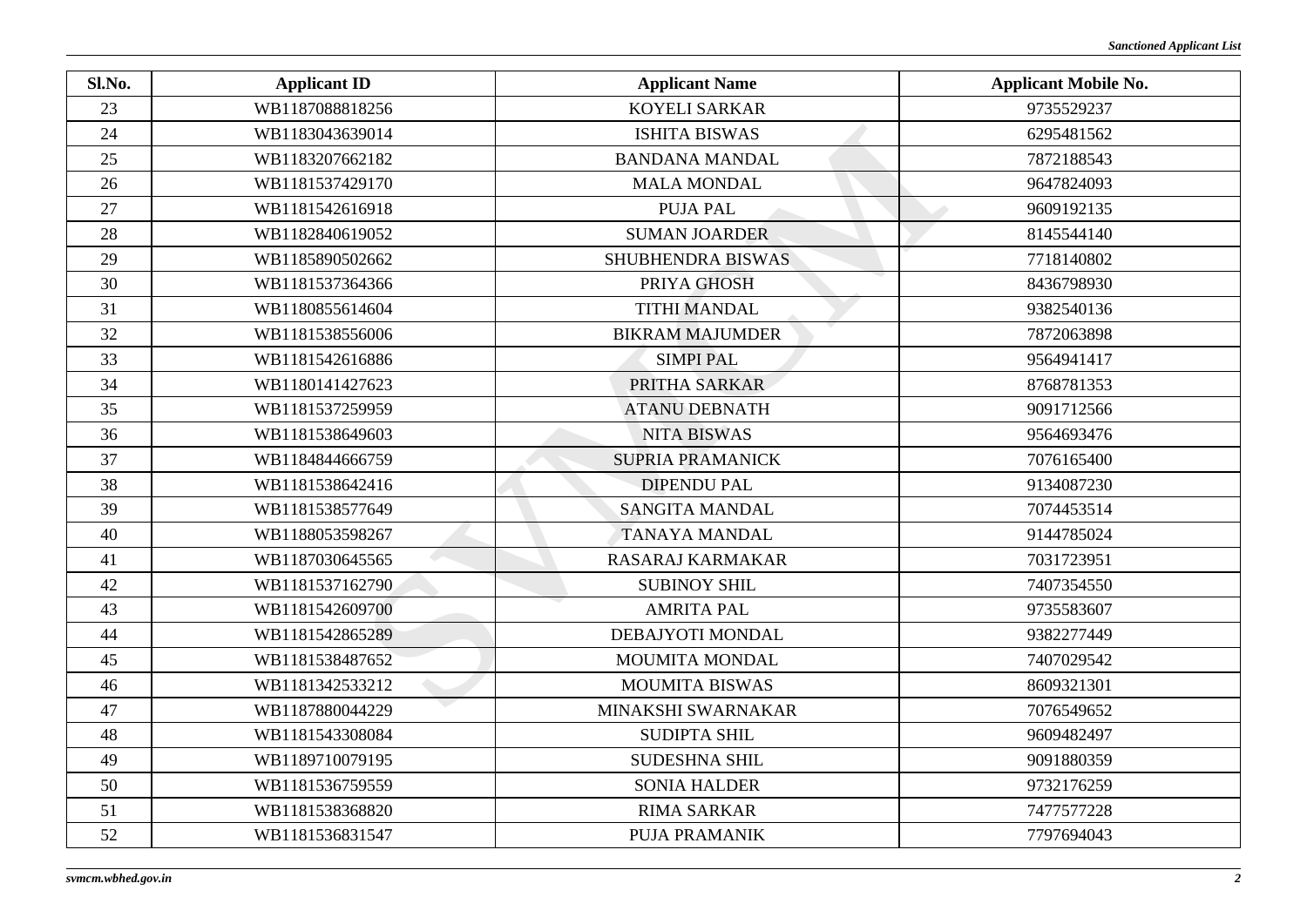| Sl.No. | Applicant ID | Applicant Name | Applicant Mobile No. |
|---|---|---|---|
| 23 | WB1187088818256 | KOYELI SARKAR | 9735529237 |
| 24 | WB1183043639014 | ISHITA BISWAS | 6295481562 |
| 25 | WB1183207662182 | BANDANA MANDAL | 7872188543 |
| 26 | WB1181537429170 | MALA MONDAL | 9647824093 |
| 27 | WB1181542616918 | PUJA PAL | 9609192135 |
| 28 | WB1182840619052 | SUMAN JOARDER | 8145544140 |
| 29 | WB1185890502662 | SHUBHENDRA BISWAS | 7718140802 |
| 30 | WB1181537364366 | PRIYA GHOSH | 8436798930 |
| 31 | WB1180855614604 | TITHI MANDAL | 9382540136 |
| 32 | WB1181538556006 | BIKRAM MAJUMDER | 7872063898 |
| 33 | WB1181542616886 | SIMPI PAL | 9564941417 |
| 34 | WB1180141427623 | PRITHA SARKAR | 8768781353 |
| 35 | WB1181537259959 | ATANU DEBNATH | 9091712566 |
| 36 | WB1181538649603 | NITA BISWAS | 9564693476 |
| 37 | WB1184844666759 | SUPRIA PRAMANICK | 7076165400 |
| 38 | WB1181538642416 | DIPENDU PAL | 9134087230 |
| 39 | WB1181538577649 | SANGITA MANDAL | 7074453514 |
| 40 | WB1188053598267 | TANAYA MANDAL | 9144785024 |
| 41 | WB1187030645565 | RASARAJ KARMAKAR | 7031723951 |
| 42 | WB1181537162790 | SUBINOY SHIL | 7407354550 |
| 43 | WB1181542609700 | AMRITA PAL | 9735583607 |
| 44 | WB1181542865289 | DEBAJYOTI MONDAL | 9382277449 |
| 45 | WB1181538487652 | MOUMITA MONDAL | 7407029542 |
| 46 | WB1181342533212 | MOUMITA BISWAS | 8609321301 |
| 47 | WB1187880044229 | MINAKSHI SWARNAKAR | 7076549652 |
| 48 | WB1181543308084 | SUDIPTA SHIL | 9609482497 |
| 49 | WB1189710079195 | SUDESHNA SHIL | 9091880359 |
| 50 | WB1181536759559 | SONIA HALDER | 9732176259 |
| 51 | WB1181538368820 | RIMA SARKAR | 7477577228 |
| 52 | WB1181536831547 | PUJA PRAMANIK | 7797694043 |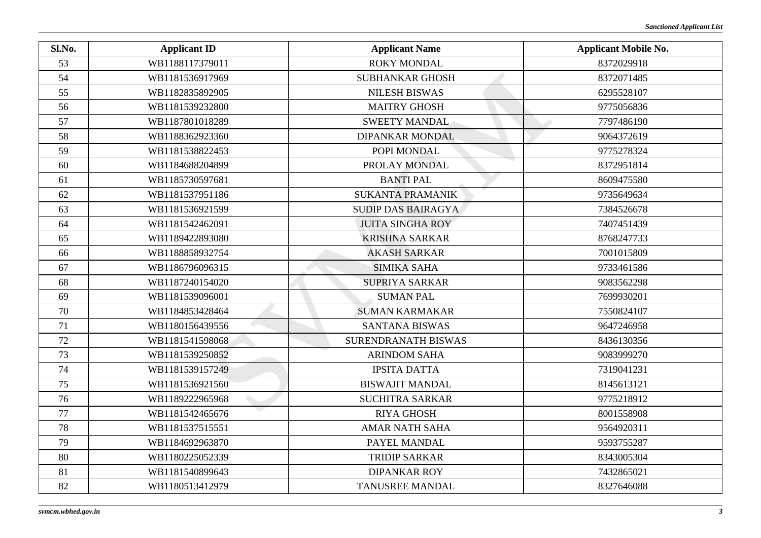| Sl.No. | Applicant ID | Applicant Name | Applicant Mobile No. |
|---|---|---|---|
| 53 | WB1188117379011 | ROKY MONDAL | 8372029918 |
| 54 | WB1181536917969 | SUBHANKAR GHOSH | 8372071485 |
| 55 | WB1182835892905 | NILESH BISWAS | 6295528107 |
| 56 | WB1181539232800 | MAITRY GHOSH | 9775056836 |
| 57 | WB1187801018289 | SWEETY MANDAL | 7797486190 |
| 58 | WB1188362923360 | DIPANKAR MONDAL | 9064372619 |
| 59 | WB1181538822453 | POPI MONDAL | 9775278324 |
| 60 | WB1184688204899 | PROLAY MONDAL | 8372951814 |
| 61 | WB1185730597681 | BANTI PAL | 8609475580 |
| 62 | WB1181537951186 | SUKANTA PRAMANIK | 9735649634 |
| 63 | WB1181536921599 | SUDIP DAS BAIRAGYA | 7384526678 |
| 64 | WB1181542462091 | JUITA SINGHA ROY | 7407451439 |
| 65 | WB1189422893080 | KRISHNA SARKAR | 8768247733 |
| 66 | WB1188858932754 | AKASH SARKAR | 7001015809 |
| 67 | WB1186796096315 | SIMIKA SAHA | 9733461586 |
| 68 | WB1187240154020 | SUPRIYA SARKAR | 9083562298 |
| 69 | WB1181539096001 | SUMAN PAL | 7699930201 |
| 70 | WB1184853428464 | SUMAN KARMAKAR | 7550824107 |
| 71 | WB1180156439556 | SANTANA BISWAS | 9647246958 |
| 72 | WB1181541598068 | SURENDRANATH BISWAS | 8436130356 |
| 73 | WB1181539250852 | ARINDOM SAHA | 9083999270 |
| 74 | WB1181539157249 | IPSITA DATTA | 7319041231 |
| 75 | WB1181536921560 | BISWAJIT MANDAL | 8145613121 |
| 76 | WB1189222965968 | SUCHITRA SARKAR | 9775218912 |
| 77 | WB1181542465676 | RIYA GHOSH | 8001558908 |
| 78 | WB1181537515551 | AMAR NATH SAHA | 9564920311 |
| 79 | WB1184692963870 | PAYEL MANDAL | 9593755287 |
| 80 | WB1180225052339 | TRIDIP SARKAR | 8343005304 |
| 81 | WB1181540899643 | DIPANKAR ROY | 7432865021 |
| 82 | WB1180513412979 | TANUSREE MANDAL | 8327646088 |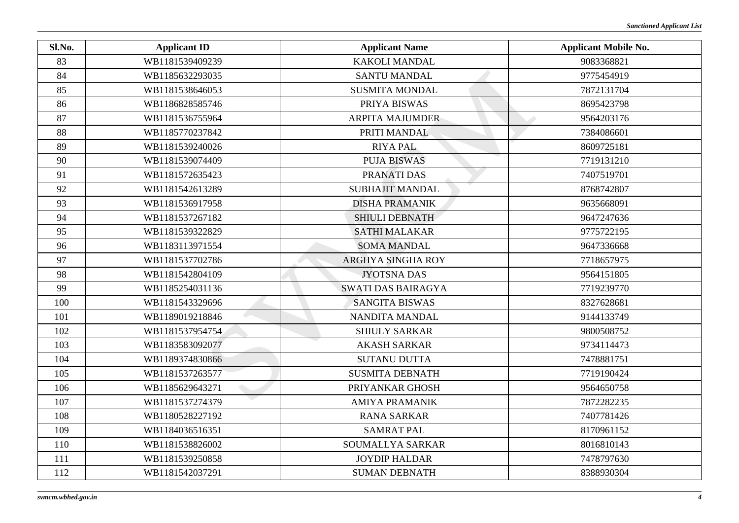| Sl.No. | Applicant ID | Applicant Name | Applicant Mobile No. |
|---|---|---|---|
| 83 | WB1181539409239 | KAKOLI MANDAL | 9083368821 |
| 84 | WB1185632293035 | SANTU MANDAL | 9775454919 |
| 85 | WB1181538646053 | SUSMITA MONDAL | 7872131704 |
| 86 | WB1186828585746 | PRIYA BISWAS | 8695423798 |
| 87 | WB1181536755964 | ARPITA MAJUMDER | 9564203176 |
| 88 | WB1185770237842 | PRITI MANDAL | 7384086601 |
| 89 | WB1181539240026 | RIYA PAL | 8609725181 |
| 90 | WB1181539074409 | PUJA BISWAS | 7719131210 |
| 91 | WB1181572635423 | PRANATI DAS | 7407519701 |
| 92 | WB1181542613289 | SUBHAJIT MANDAL | 8768742807 |
| 93 | WB1181536917958 | DISHA PRAMANIK | 9635668091 |
| 94 | WB1181537267182 | SHIULI DEBNATH | 9647247636 |
| 95 | WB1181539322829 | SATHI MALAKAR | 9775722195 |
| 96 | WB1183113971554 | SOMA MANDAL | 9647336668 |
| 97 | WB1181537702786 | ARGHYA SINGHA ROY | 7718657975 |
| 98 | WB1181542804109 | JYOTSNA DAS | 9564151805 |
| 99 | WB1185254031136 | SWATI DAS BAIRAGYA | 7719239770 |
| 100 | WB1181543329696 | SANGITA BISWAS | 8327628681 |
| 101 | WB1189019218846 | NANDITA MANDAL | 9144133749 |
| 102 | WB1181537954754 | SHIULY SARKAR | 9800508752 |
| 103 | WB1183583092077 | AKASH SARKAR | 9734114473 |
| 104 | WB1189374830866 | SUTANU DUTTA | 7478881751 |
| 105 | WB1181537263577 | SUSMITA DEBNATH | 7719190424 |
| 106 | WB1185629643271 | PRIYANKAR GHOSH | 9564650758 |
| 107 | WB1181537274379 | AMIYA PRAMANIK | 7872282235 |
| 108 | WB1180528227192 | RANA SARKAR | 7407781426 |
| 109 | WB1184036516351 | SAMRAT PAL | 8170961152 |
| 110 | WB1181538826002 | SOUMALLYA SARKAR | 8016810143 |
| 111 | WB1181539250858 | JOYDIP HALDAR | 7478797630 |
| 112 | WB1181542037291 | SUMAN DEBNATH | 8388930304 |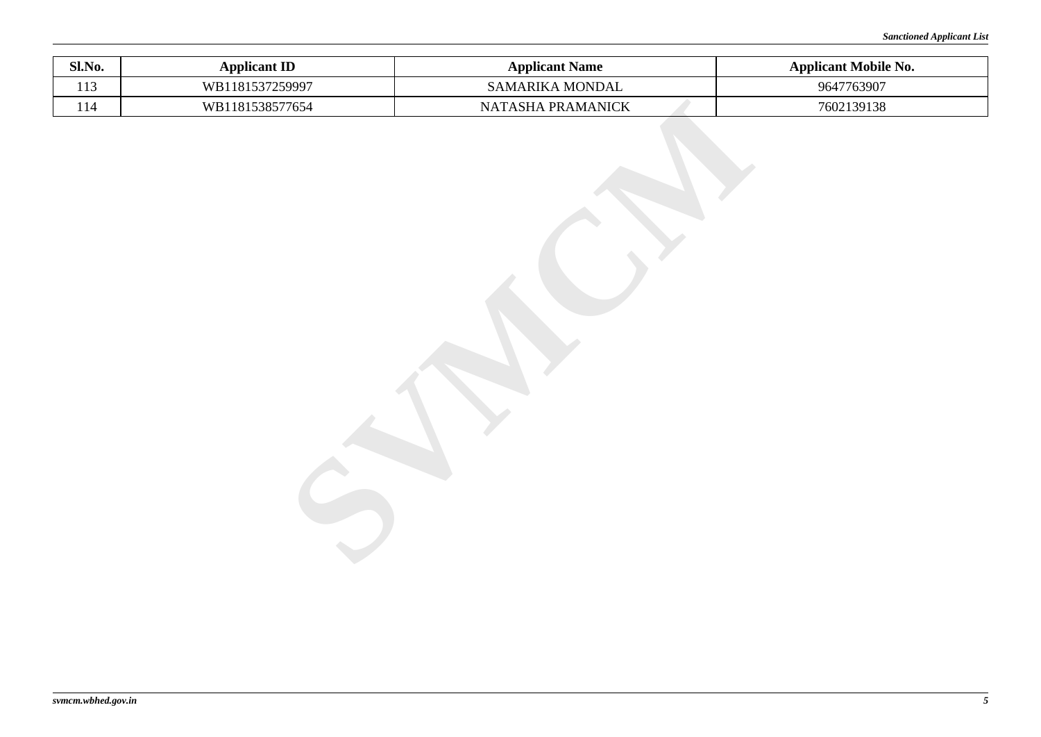| Sl.No. | Applicant ID | Applicant Name | Applicant Mobile No. |
|---|---|---|---|
| 113 | WB1181537259997 | SAMARIKA MONDAL | 9647763907 |
| 114 | WB1181538577654 | NATASHA PRAMANICK | 7602139138 |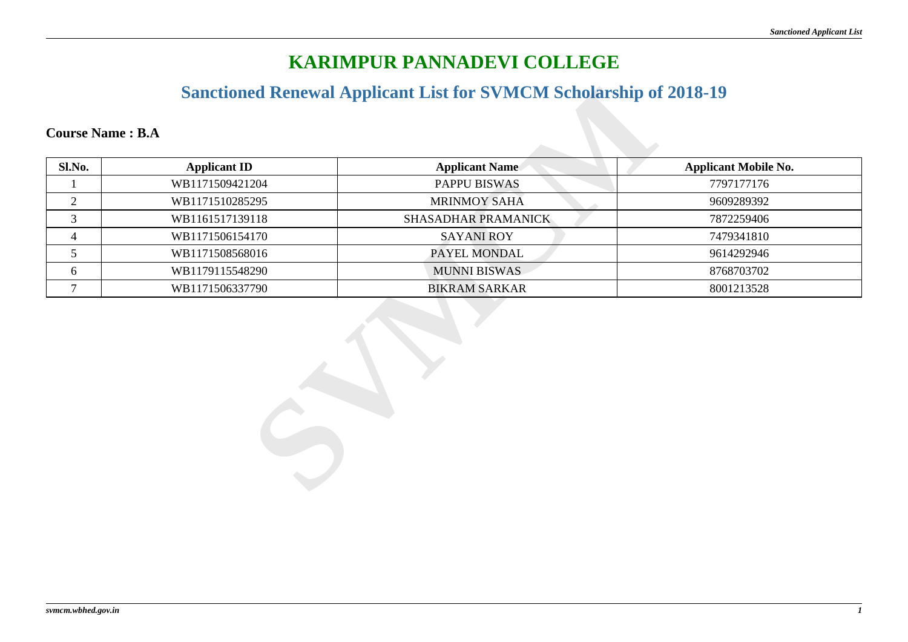# KARIMPUR PANNADEVI COLLEGE

## Sanctioned Renewal Applicant List for SVMCM Scholarship of 2018-19

**Course Name : B.A**

| Sl.No. | Applicant ID | Applicant Name | Applicant Mobile No. |
|---|---|---|---|
| 1 | WB1171509421204 | PAPPU BISWAS | 7797177176 |
| 2 | WB1171510285295 | MRINMOY SAHA | 9609289392 |
| 3 | WB1161517139118 | SHASADHAR PRAMANICK | 7872259406 |
| 4 | WB1171506154170 | SAYANI ROY | 7479341810 |
| 5 | WB1171508568016 | PAYEL MONDAL | 9614292946 |
| 6 | WB1179115548290 | MUNNI BISWAS | 8768703702 |
| 7 | WB1171506337790 | BIKRAM SARKAR | 8001213528 |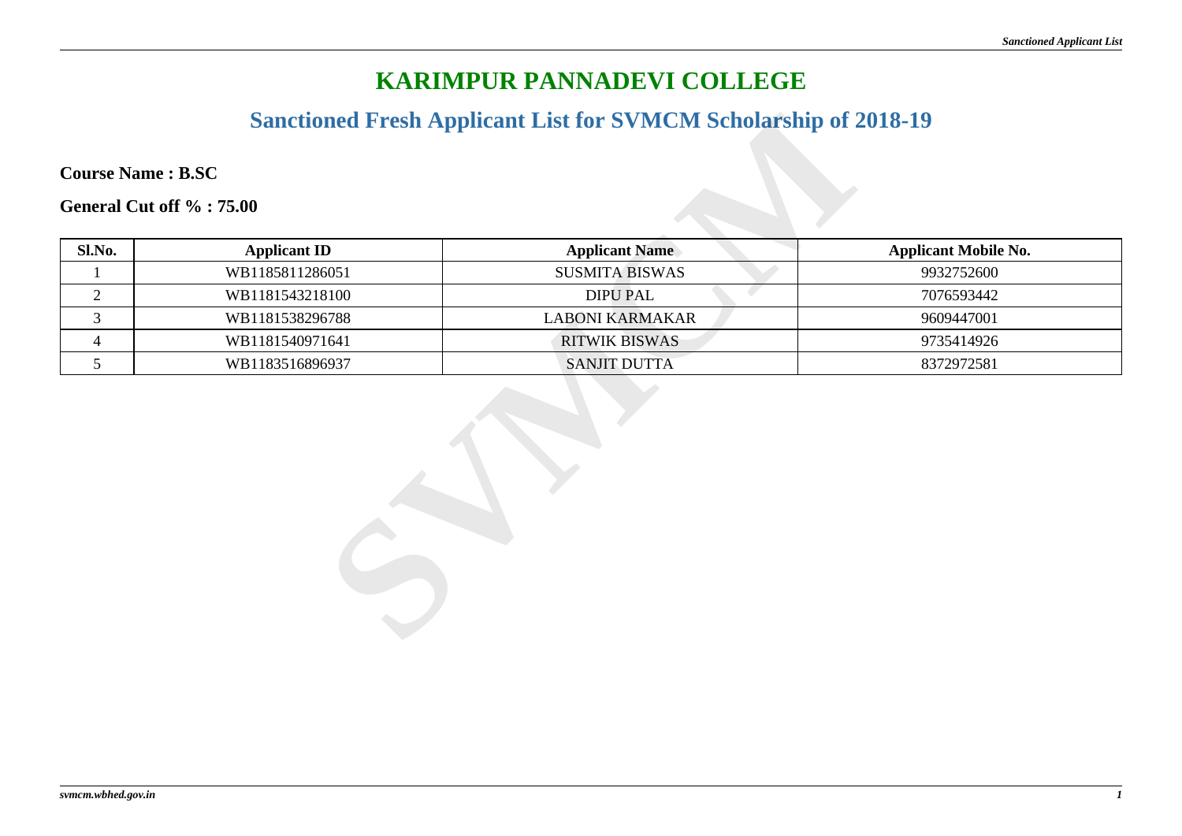# KARIMPUR PANNADEVI COLLEGE

## Sanctioned Fresh Applicant List for SVMCM Scholarship of 2018-19

**Course Name : B.SC**

**General Cut off % : 75.00**

| Sl.No. | Applicant ID | Applicant Name | Applicant Mobile No. |
|---|---|---|---|
| 1 | WB1185811286051 | SUSMITA BISWAS | 9932752600 |
| 2 | WB1181543218100 | DIPU PAL | 7076593442 |
| 3 | WB1181538296788 | LABONI KARMAKAR | 9609447001 |
| 4 | WB1181540971641 | RITWIK BISWAS | 9735414926 |
| 5 | WB1183516896937 | SANJIT DUTTA | 8372972581 |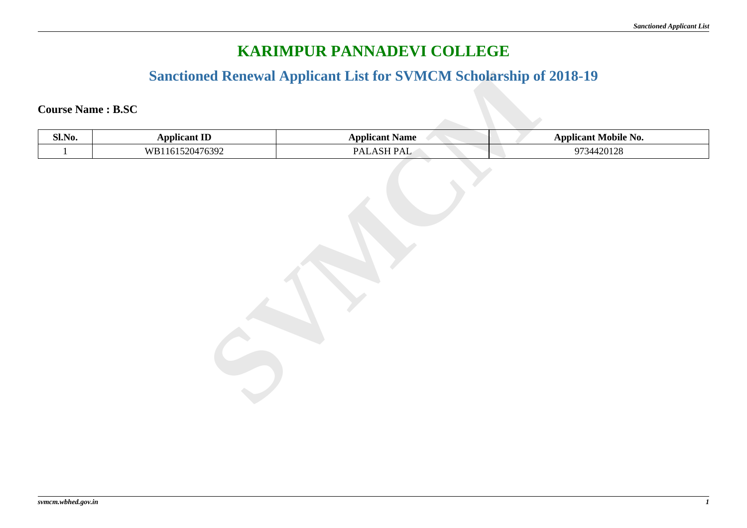# KARIMPUR PANNADEVI COLLEGE

## Sanctioned Renewal Applicant List for SVMCM Scholarship of 2018-19

**Course Name : B.SC**

| Sl.No. | Applicant ID | Applicant Name | Applicant Mobile No. |
|---|---|---|---|
| 1 | WB1161520476392 | PALASH PAL | 9734420128 |